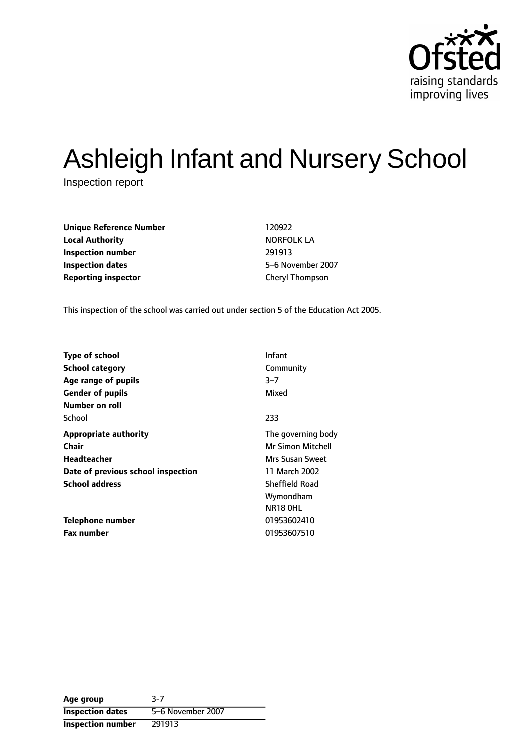# Ashleigh Infant and Nursery School

Inspection report

| | |
|---|---|
| **Unique Reference Number** | 120922 |
| **Local Authority** | NORFOLK LA |
| **Inspection number** | 291913 |
| **Inspection dates** | 5–6 November 2007 |
| **Reporting inspector** | Cheryl Thompson |

This inspection of the school was carried out under section 5 of the Education Act 2005.

| | |
|---|---|
| **Type of school** | Infant |
| **School category** | Community |
| **Age range of pupils** | 3–7 |
| **Gender of pupils** | Mixed |
| **Number on roll** | |
| School | 233 |
| **Appropriate authority** | The governing body |
| **Chair** | Mr Simon Mitchell |
| **Headteacher** | Mrs Susan Sweet |
| **Date of previous school inspection** | 11 March 2002 |
| **School address** | Sheffield Road<br>Wymondham<br>NR18 0HL |
| **Telephone number** | 01953602410 |
| **Fax number** | 01953607510 |

| | |
|---|---|
| **Age group** | 3-7 |
| **Inspection dates** | 5–6 November 2007 |
| **Inspection number** | 291913 |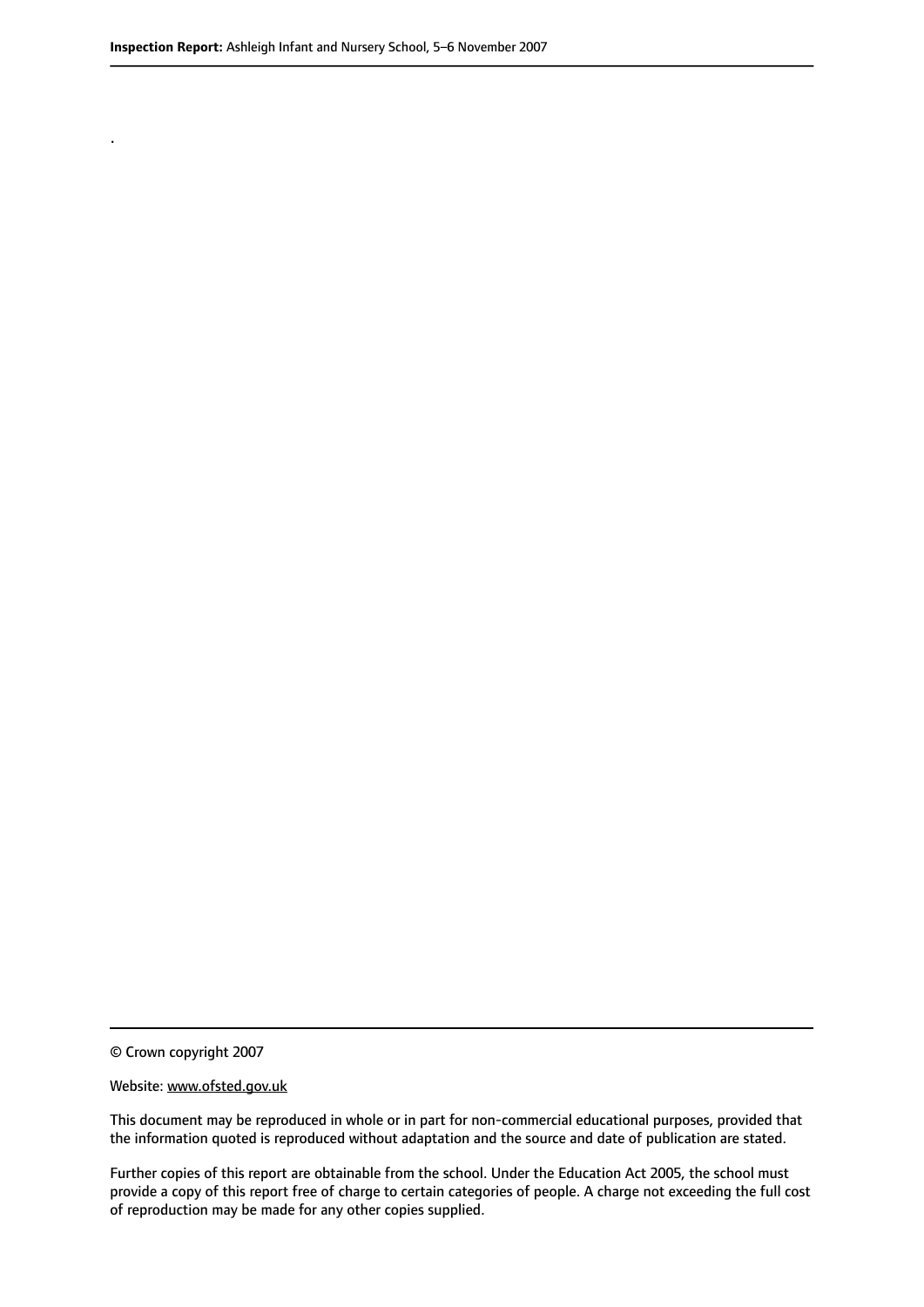.

© Crown copyright 2007

Website: www.ofsted.gov.uk

This document may be reproduced in whole or in part for non-commercial educational purposes, provided that the information quoted is reproduced without adaptation and the source and date of publication are stated.

Further copies of this report are obtainable from the school. Under the Education Act 2005, the school must provide a copy of this report free of charge to certain categories of people. A charge not exceeding the full cost of reproduction may be made for any other copies supplied.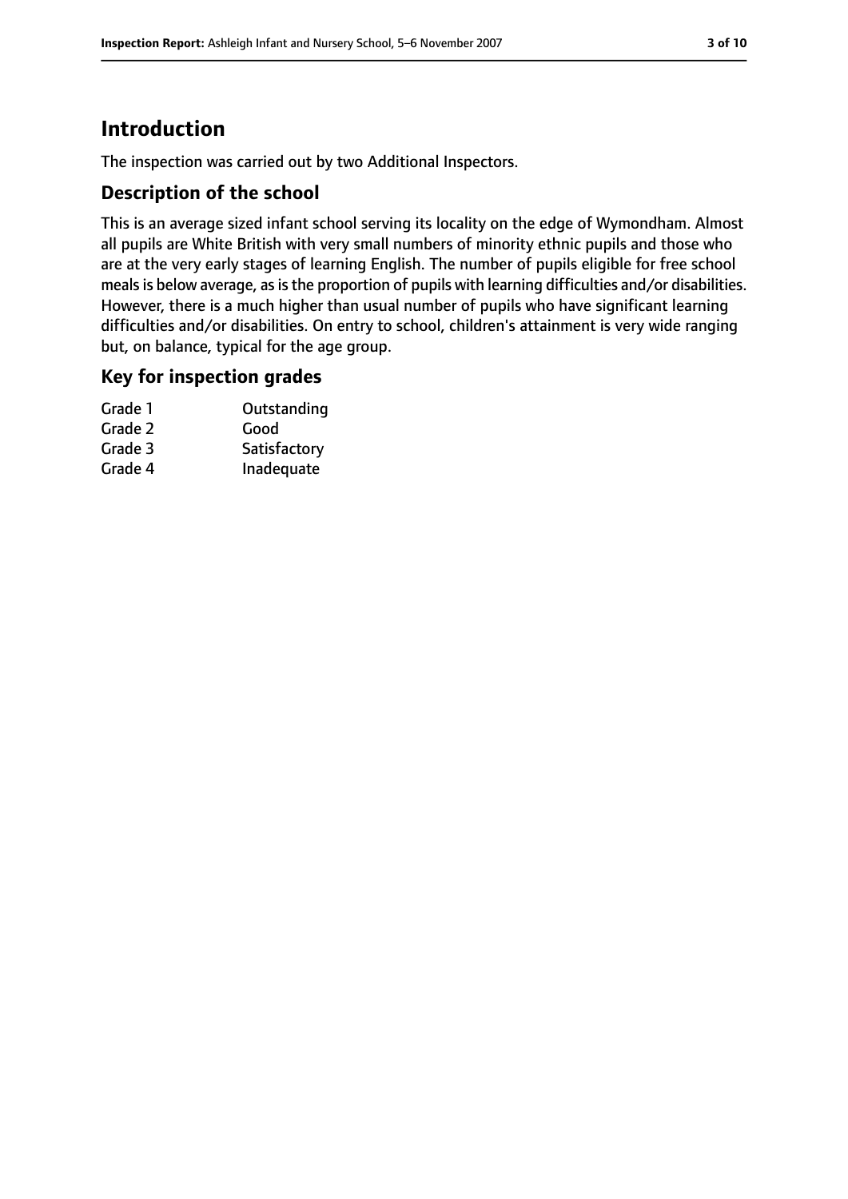# Introduction

The inspection was carried out by two Additional Inspectors.

## Description of the school

This is an average sized infant school serving its locality on the edge of Wymondham. Almost all pupils are White British with very small numbers of minority ethnic pupils and those who are at the very early stages of learning English. The number of pupils eligible for free school meals is below average, as is the proportion of pupils with learning difficulties and/or disabilities. However, there is a much higher than usual number of pupils who have significant learning difficulties and/or disabilities. On entry to school, children's attainment is very wide ranging but, on balance, typical for the age group.

## Key for inspection grades

| | |
|---|---|
| Grade 1 | Outstanding |
| Grade 2 | Good |
| Grade 3 | Satisfactory |
| Grade 4 | Inadequate |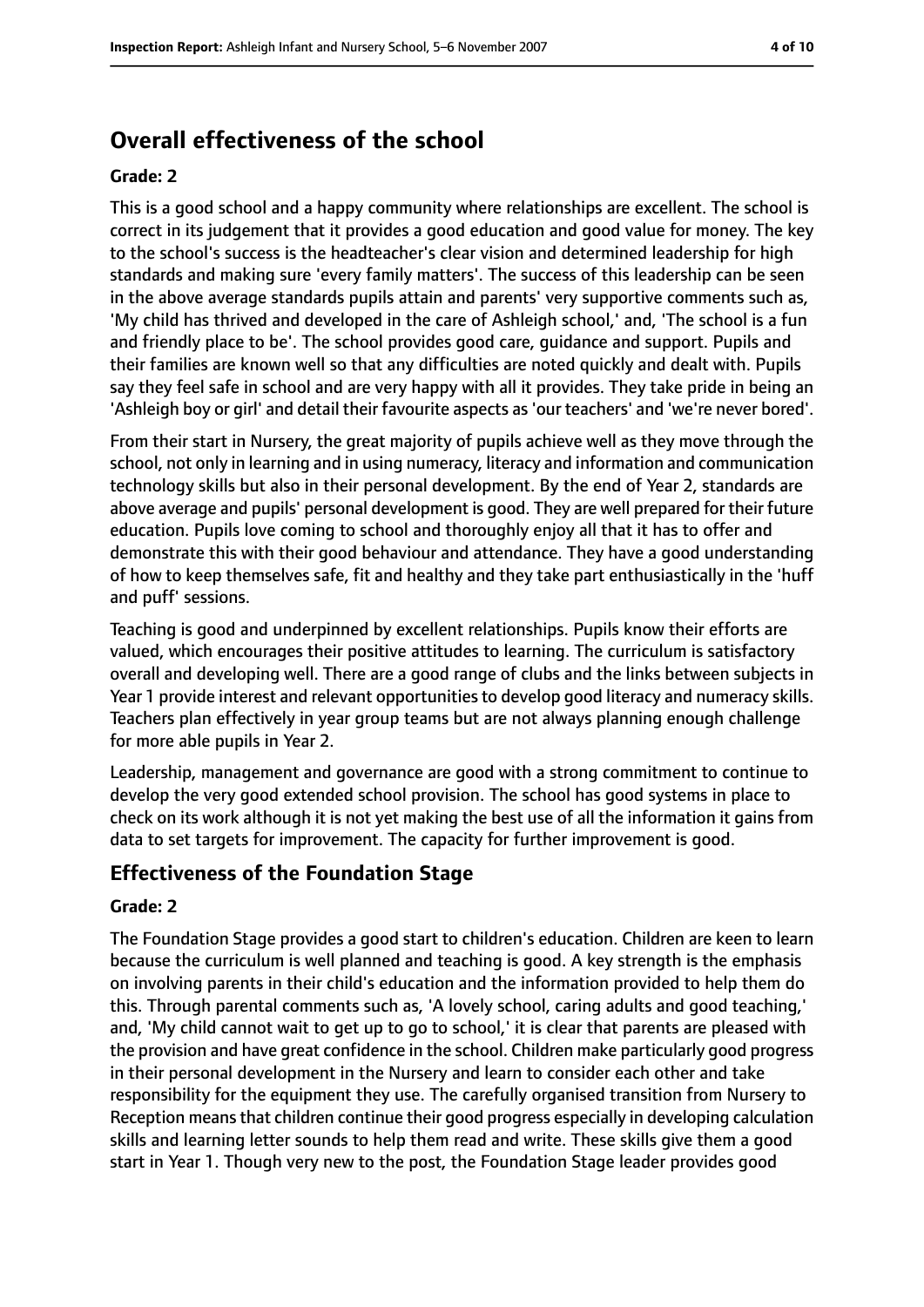## Overall effectiveness of the school

**Grade: 2**

This is a good school and a happy community where relationships are excellent. The school is correct in its judgement that it provides a good education and good value for money. The key to the school's success is the headteacher's clear vision and determined leadership for high standards and making sure 'every family matters'. The success of this leadership can be seen in the above average standards pupils attain and parents' very supportive comments such as, 'My child has thrived and developed in the care of Ashleigh school,' and, 'The school is a fun and friendly place to be'. The school provides good care, guidance and support. Pupils and their families are known well so that any difficulties are noted quickly and dealt with. Pupils say they feel safe in school and are very happy with all it provides. They take pride in being an 'Ashleigh boy or girl' and detail their favourite aspects as 'our teachers' and 'we're never bored'.

From their start in Nursery, the great majority of pupils achieve well as they move through the school, not only in learning and in using numeracy, literacy and information and communication technology skills but also in their personal development. By the end of Year 2, standards are above average and pupils' personal development is good. They are well prepared for their future education. Pupils love coming to school and thoroughly enjoy all that it has to offer and demonstrate this with their good behaviour and attendance. They have a good understanding of how to keep themselves safe, fit and healthy and they take part enthusiastically in the 'huff and puff' sessions.

Teaching is good and underpinned by excellent relationships. Pupils know their efforts are valued, which encourages their positive attitudes to learning. The curriculum is satisfactory overall and developing well. There are a good range of clubs and the links between subjects in Year 1 provide interest and relevant opportunities to develop good literacy and numeracy skills. Teachers plan effectively in year group teams but are not always planning enough challenge for more able pupils in Year 2.

Leadership, management and governance are good with a strong commitment to continue to develop the very good extended school provision. The school has good systems in place to check on its work although it is not yet making the best use of all the information it gains from data to set targets for improvement. The capacity for further improvement is good.

### Effectiveness of the Foundation Stage

**Grade: 2**

The Foundation Stage provides a good start to children's education. Children are keen to learn because the curriculum is well planned and teaching is good. A key strength is the emphasis on involving parents in their child's education and the information provided to help them do this. Through parental comments such as, 'A lovely school, caring adults and good teaching,' and, 'My child cannot wait to get up to go to school,' it is clear that parents are pleased with the provision and have great confidence in the school. Children make particularly good progress in their personal development in the Nursery and learn to consider each other and take responsibility for the equipment they use. The carefully organised transition from Nursery to Reception means that children continue their good progress especially in developing calculation skills and learning letter sounds to help them read and write. These skills give them a good start in Year 1. Though very new to the post, the Foundation Stage leader provides good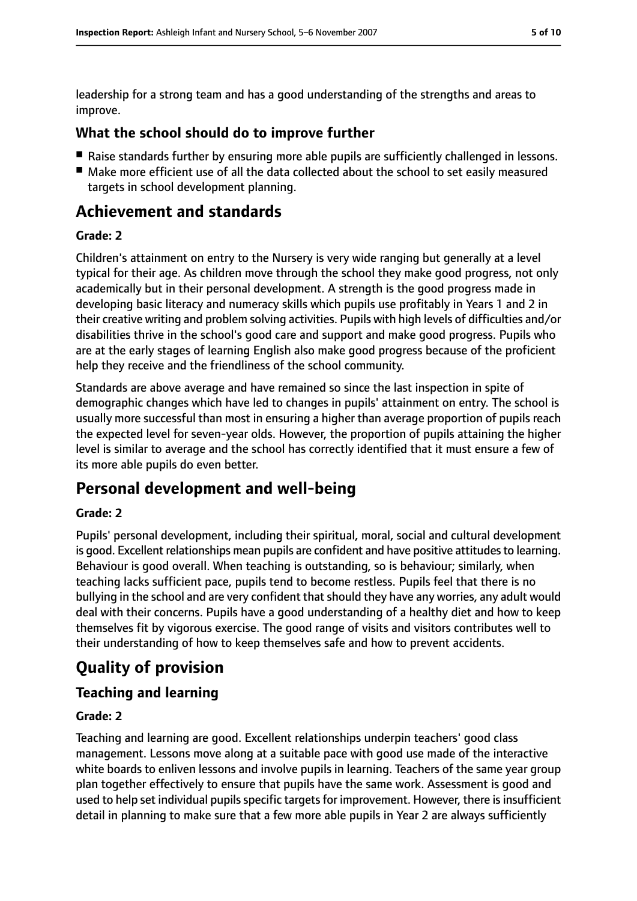leadership for a strong team and has a good understanding of the strengths and areas to improve.

### What the school should do to improve further

- Raise standards further by ensuring more able pupils are sufficiently challenged in lessons.
- Make more efficient use of all the data collected about the school to set easily measured targets in school development planning.

## Achievement and standards

#### Grade: 2

Children's attainment on entry to the Nursery is very wide ranging but generally at a level typical for their age. As children move through the school they make good progress, not only academically but in their personal development. A strength is the good progress made in developing basic literacy and numeracy skills which pupils use profitably in Years 1 and 2 in their creative writing and problem solving activities. Pupils with high levels of difficulties and/or disabilities thrive in the school's good care and support and make good progress. Pupils who are at the early stages of learning English also make good progress because of the proficient help they receive and the friendliness of the school community.

Standards are above average and have remained so since the last inspection in spite of demographic changes which have led to changes in pupils' attainment on entry. The school is usually more successful than most in ensuring a higher than average proportion of pupils reach the expected level for seven-year olds. However, the proportion of pupils attaining the higher level is similar to average and the school has correctly identified that it must ensure a few of its more able pupils do even better.

## Personal development and well-being

#### Grade: 2

Pupils' personal development, including their spiritual, moral, social and cultural development is good. Excellent relationships mean pupils are confident and have positive attitudes to learning. Behaviour is good overall. When teaching is outstanding, so is behaviour; similarly, when teaching lacks sufficient pace, pupils tend to become restless. Pupils feel that there is no bullying in the school and are very confident that should they have any worries, any adult would deal with their concerns. Pupils have a good understanding of a healthy diet and how to keep themselves fit by vigorous exercise. The good range of visits and visitors contributes well to their understanding of how to keep themselves safe and how to prevent accidents.

## Quality of provision

### Teaching and learning

#### Grade: 2

Teaching and learning are good. Excellent relationships underpin teachers' good class management. Lessons move along at a suitable pace with good use made of the interactive white boards to enliven lessons and involve pupils in learning. Teachers of the same year group plan together effectively to ensure that pupils have the same work. Assessment is good and used to help set individual pupils specific targets for improvement. However, there is insufficient detail in planning to make sure that a few more able pupils in Year 2 are always sufficiently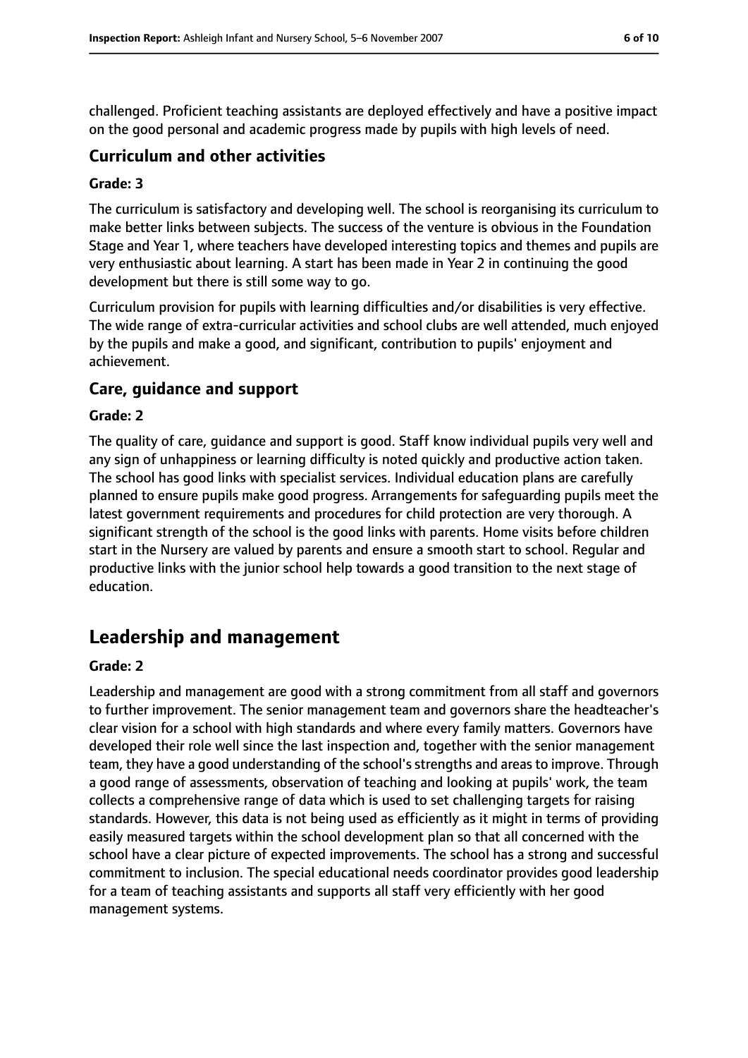challenged. Proficient teaching assistants are deployed effectively and have a positive impact on the good personal and academic progress made by pupils with high levels of need.

### Curriculum and other activities

#### Grade: 3

The curriculum is satisfactory and developing well. The school is reorganising its curriculum to make better links between subjects. The success of the venture is obvious in the Foundation Stage and Year 1, where teachers have developed interesting topics and themes and pupils are very enthusiastic about learning. A start has been made in Year 2 in continuing the good development but there is still some way to go.

Curriculum provision for pupils with learning difficulties and/or disabilities is very effective. The wide range of extra-curricular activities and school clubs are well attended, much enjoyed by the pupils and make a good, and significant, contribution to pupils' enjoyment and achievement.

### Care, guidance and support

#### Grade: 2

The quality of care, guidance and support is good. Staff know individual pupils very well and any sign of unhappiness or learning difficulty is noted quickly and productive action taken. The school has good links with specialist services. Individual education plans are carefully planned to ensure pupils make good progress. Arrangements for safeguarding pupils meet the latest government requirements and procedures for child protection are very thorough. A significant strength of the school is the good links with parents. Home visits before children start in the Nursery are valued by parents and ensure a smooth start to school. Regular and productive links with the junior school help towards a good transition to the next stage of education.

## Leadership and management

#### Grade: 2

Leadership and management are good with a strong commitment from all staff and governors to further improvement. The senior management team and governors share the headteacher's clear vision for a school with high standards and where every family matters. Governors have developed their role well since the last inspection and, together with the senior management team, they have a good understanding of the school's strengths and areas to improve. Through a good range of assessments, observation of teaching and looking at pupils' work, the team collects a comprehensive range of data which is used to set challenging targets for raising standards. However, this data is not being used as efficiently as it might in terms of providing easily measured targets within the school development plan so that all concerned with the school have a clear picture of expected improvements. The school has a strong and successful commitment to inclusion. The special educational needs coordinator provides good leadership for a team of teaching assistants and supports all staff very efficiently with her good management systems.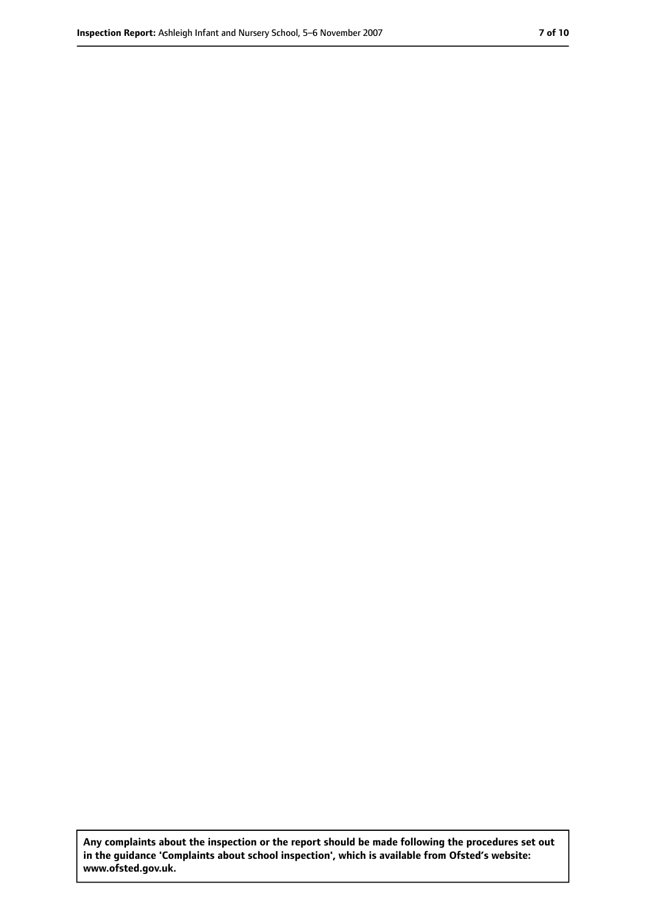**Any complaints about the inspection or the report should be made following the procedures set out in the guidance 'Complaints about school inspection', which is available from Ofsted's website: www.ofsted.gov.uk.**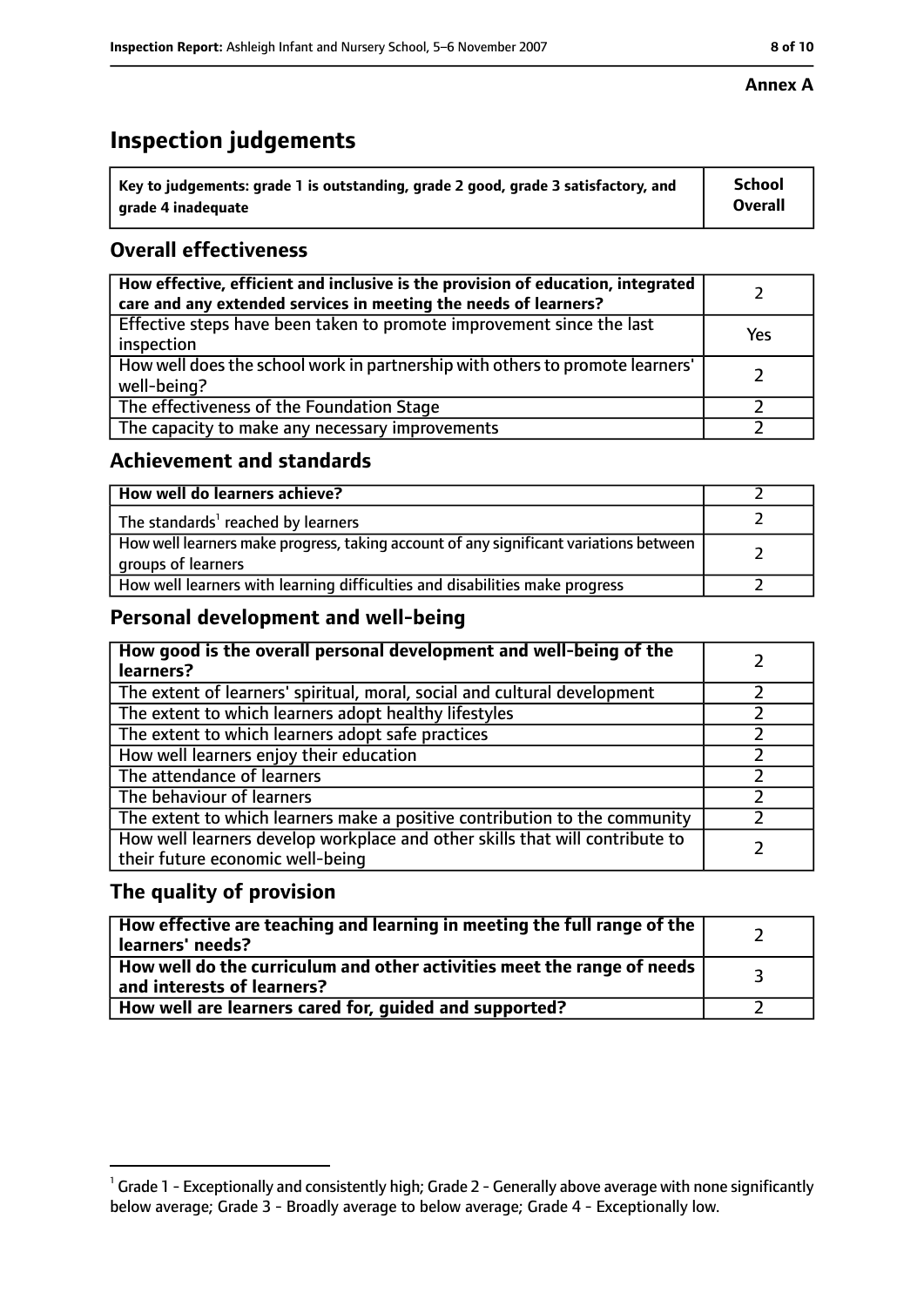**Annex A**

# Inspection judgements

| Key to judgements: grade 1 is outstanding, grade 2 good, grade 3 satisfactory, and grade 4 inadequate | School Overall |
|---|---|

## Overall effectiveness

| | |
|---|---|
| How effective, efficient and inclusive is the provision of education, integrated care and any extended services in meeting the needs of learners? | 2 |
| Effective steps have been taken to promote improvement since the last inspection | Yes |
| How well does the school work in partnership with others to promote learners' well-being? | 2 |
| The effectiveness of the Foundation Stage | 2 |
| The capacity to make any necessary improvements | 2 |

## Achievement and standards

| | |
|---|---|
| How well do learners achieve? | 2 |
| The standards[1] reached by learners | 2 |
| How well learners make progress, taking account of any significant variations between groups of learners | 2 |
| How well learners with learning difficulties and disabilities make progress | 2 |

## Personal development and well-being

| | |
|---|---|
| How good is the overall personal development and well-being of the learners? | 2 |
| The extent of learners' spiritual, moral, social and cultural development | 2 |
| The extent to which learners adopt healthy lifestyles | 2 |
| The extent to which learners adopt safe practices | 2 |
| How well learners enjoy their education | 2 |
| The attendance of learners | 2 |
| The behaviour of learners | 2 |
| The extent to which learners make a positive contribution to the community | 2 |
| How well learners develop workplace and other skills that will contribute to their future economic well-being | 2 |

## The quality of provision

| | |
|---|---|
| How effective are teaching and learning in meeting the full range of the learners' needs? | 2 |
| How well do the curriculum and other activities meet the range of needs and interests of learners? | 3 |
| How well are learners cared for, guided and supported? | 2 |

[1] Grade 1 - Exceptionally and consistently high; Grade 2 - Generally above average with none significantly below average; Grade 3 - Broadly average to below average; Grade 4 - Exceptionally low.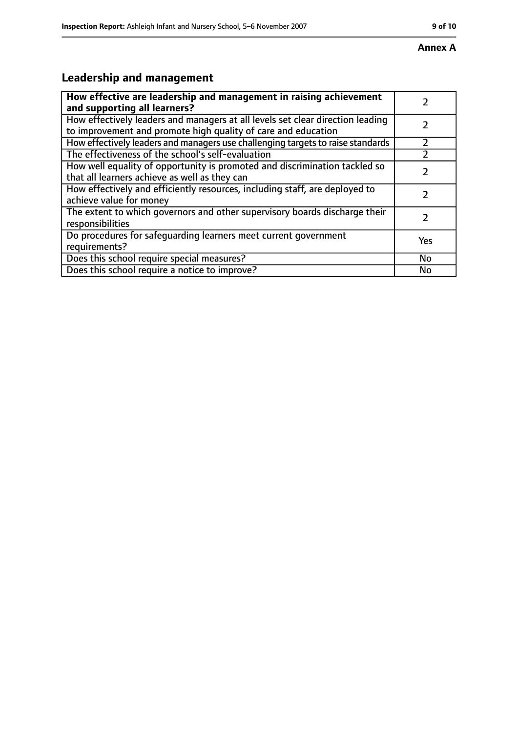**Annex A**

## Leadership and management

| How effective are leadership and management in raising achievement and supporting all learners? | 2 |
|---|---|
| How effectively leaders and managers at all levels set clear direction leading to improvement and promote high quality of care and education | 2 |
| How effectively leaders and managers use challenging targets to raise standards | 2 |
| The effectiveness of the school's self-evaluation | 2 |
| How well equality of opportunity is promoted and discrimination tackled so that all learners achieve as well as they can | 2 |
| How effectively and efficiently resources, including staff, are deployed to achieve value for money | 2 |
| The extent to which governors and other supervisory boards discharge their responsibilities | 2 |
| Do procedures for safeguarding learners meet current government requirements? | Yes |
| Does this school require special measures? | No |
| Does this school require a notice to improve? | No |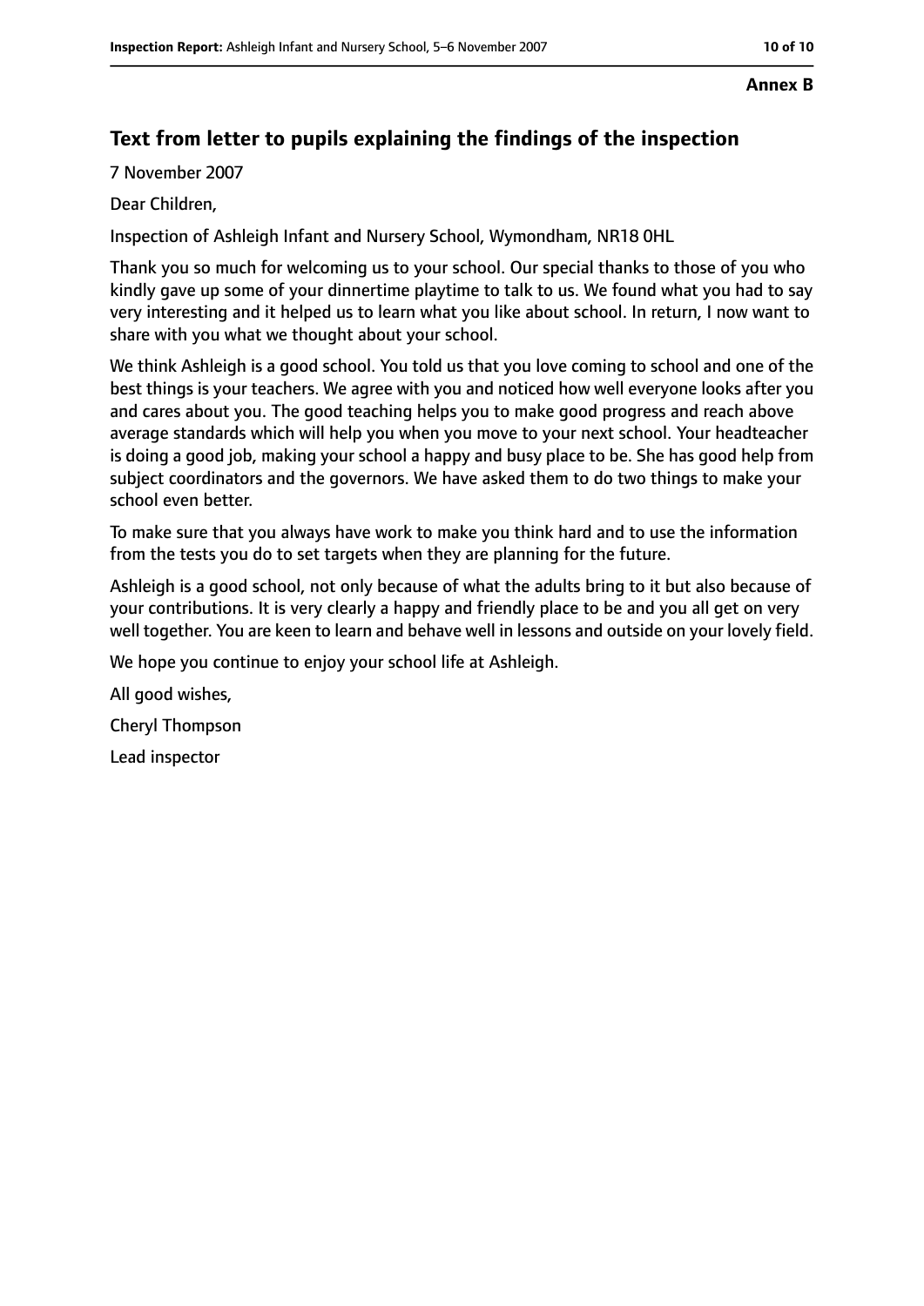**Annex B**

## Text from letter to pupils explaining the findings of the inspection

7 November 2007

Dear Children,

Inspection of Ashleigh Infant and Nursery School, Wymondham, NR18 0HL

Thank you so much for welcoming us to your school. Our special thanks to those of you who kindly gave up some of your dinnertime playtime to talk to us. We found what you had to say very interesting and it helped us to learn what you like about school. In return, I now want to share with you what we thought about your school.

We think Ashleigh is a good school. You told us that you love coming to school and one of the best things is your teachers. We agree with you and noticed how well everyone looks after you and cares about you. The good teaching helps you to make good progress and reach above average standards which will help you when you move to your next school. Your headteacher is doing a good job, making your school a happy and busy place to be. She has good help from subject coordinators and the governors. We have asked them to do two things to make your school even better.

To make sure that you always have work to make you think hard and to use the information from the tests you do to set targets when they are planning for the future.

Ashleigh is a good school, not only because of what the adults bring to it but also because of your contributions. It is very clearly a happy and friendly place to be and you all get on very well together. You are keen to learn and behave well in lessons and outside on your lovely field.

We hope you continue to enjoy your school life at Ashleigh.

All good wishes,

Cheryl Thompson

Lead inspector